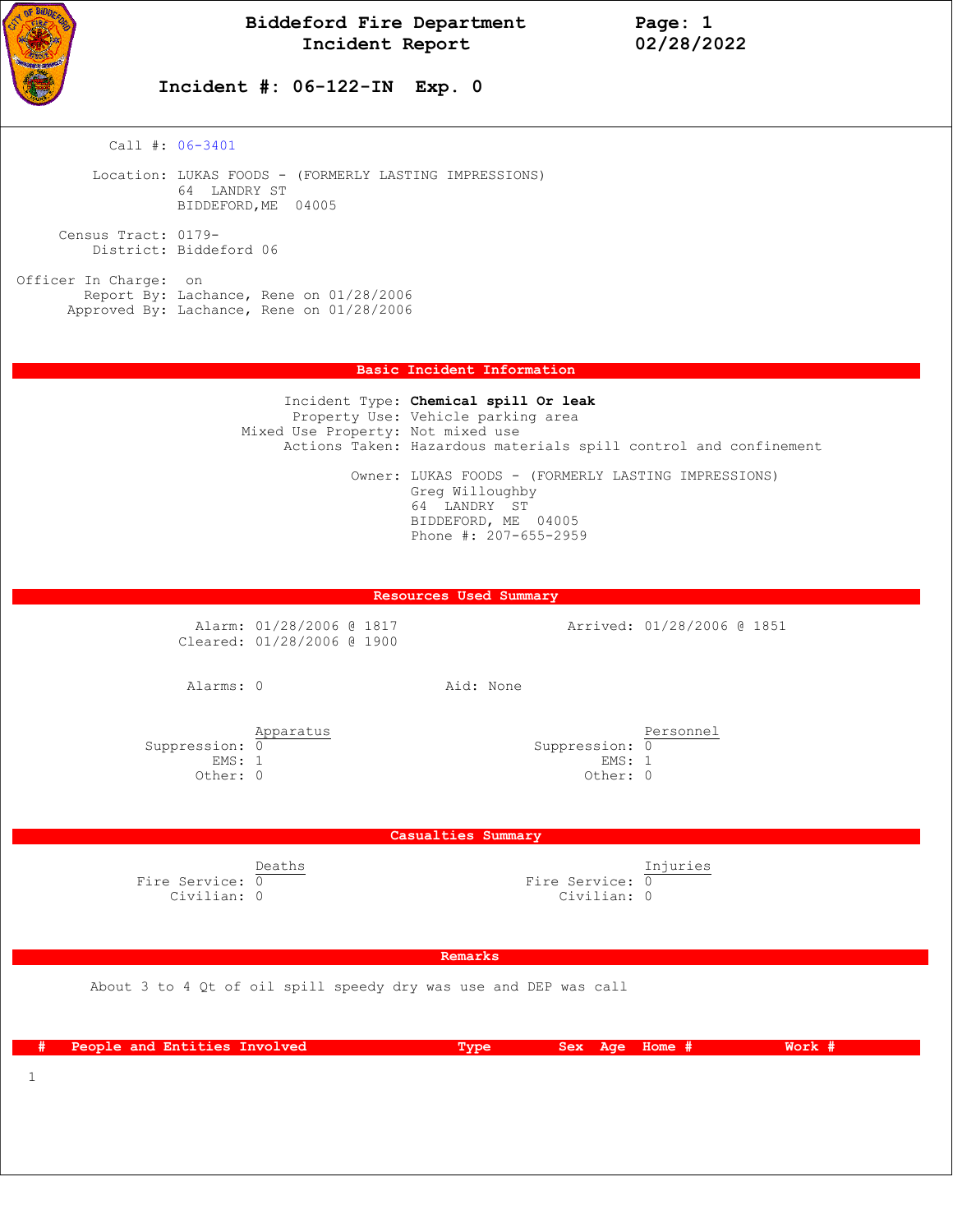# Biddeford Fire Department
## Incident Report

Page: 1
02/28/2022

**Incident #: 06-122-IN Exp. 0**

Call #: 06-3401

Location: LUKAS FOODS - (FORMERLY LASTING IMPRESSIONS)
64 LANDRY ST
BIDDEFORD,ME 04005

Census Tract: 0179-
District: Biddeford 06

Officer In Charge: on
Report By: Lachance, Rene on 01/28/2006
Approved By: Lachance, Rene on 01/28/2006

## Basic Incident Information

Incident Type: **Chemical spill Or leak**
Property Use: Vehicle parking area
Mixed Use Property: Not mixed use
Actions Taken: Hazardous materials spill control and confinement

Owner: LUKAS FOODS - (FORMERLY LASTING IMPRESSIONS)
Greg Willoughby
64 LANDRY ST
BIDDEFORD, ME 04005
Phone #: 207-655-2959

## Resources Used Summary

Alarm: 01/28/2006 @ 1817
Arrived: 01/28/2006 @ 1851
Cleared: 01/28/2006 @ 1900

Alarms: 0
Aid: None

| | Apparatus | | Personnel |
|---|---|---|---|
| Suppression: | 0 | Suppression: | 0 |
| EMS: | 1 | EMS: | 1 |
| Other: | 0 | Other: | 0 |

## Casualties Summary

| | Deaths | | Injuries |
|---|---|---|---|
| Fire Service: | 0 | Fire Service: | 0 |
| Civilian: | 0 | Civilian: | 0 |

## Remarks

About 3 to 4 Qt of oil spill speedy dry was use and DEP was call

| # | People and Entities Involved | Type | Sex | Age | Home # | Work # |
|---|---|---|---|---|---|---|
| 1 | | | | | | |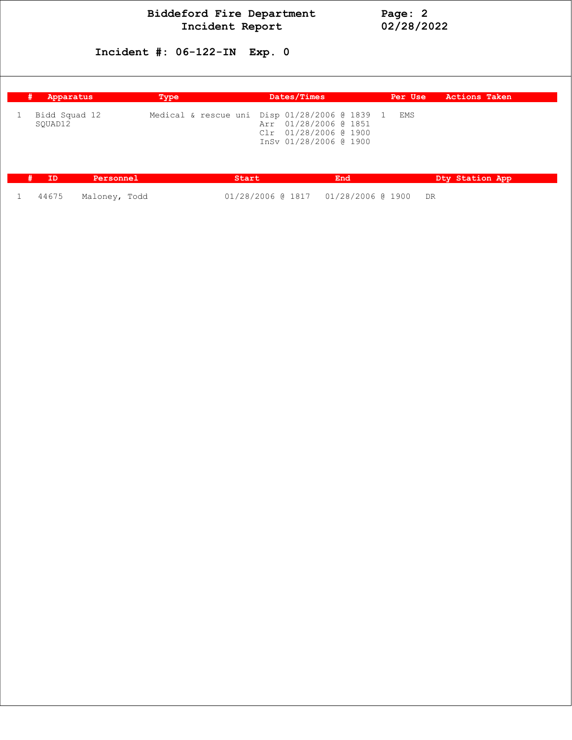**Biddeford Fire Department**
**Incident Report**

**Incident #: 06-122-IN Exp. 0**

| # | Apparatus | Type | Dates/Times | Per | Use | Actions Taken |
|---|---|---|---|---|---|---|
| 1 | Bidd Squad 12 SQUAD12 | Medical & rescue uni | Disp 01/28/2006 @ 1839<br>Arr 01/28/2006 @ 1851<br>Clr 01/28/2006 @ 1900<br>InSv 01/28/2006 @ 1900 | 1 | EMS | |

| # | ID | Personnel | Start | End | Dty | Station | App |
|---|---|---|---|---|---|---|---|
| 1 | 44675 | Maloney, Todd | 01/28/2006 @ 1817 | 01/28/2006 @ 1900 | DR | | |